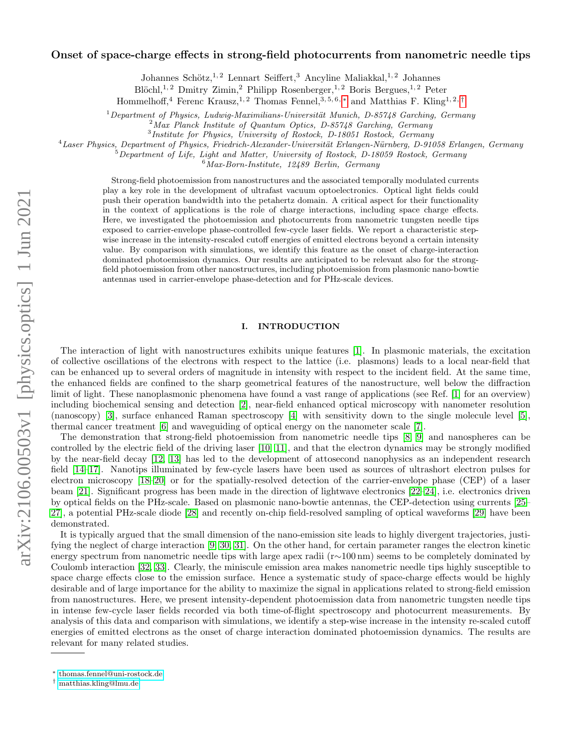# Onset of space-charge effects in strong-field photocurrents from nanometric needle tips

Johannes Schötz,[1,2] Lennart Seiffert,[3] Ancyline Maliakkal,[1,2] Johannes Blöchl,[1,2] Dmitry Zimin,[2] Philipp Rosenberger,[1,2] Boris Bergues,[1,2] Peter Hommelhoff,[4] Ferenc Krausz,[1,2] Thomas Fennel,[3,5,6,*] and Matthias F. Kling[1,2,†]

[1] *Department of Physics, Ludwig-Maximilians-Universität Munich, D-85748 Garching, Germany*
[2] *Max Planck Institute of Quantum Optics, D-85748 Garching, Germany*
[3] *Institute for Physics, University of Rostock, D-18051 Rostock, Germany*
[4] *Laser Physics, Department of Physics, Friedrich-Alexander-Universität Erlangen-Nürnberg, D-91058 Erlangen, Germany*
[5] *Department of Life, Light and Matter, University of Rostock, D-18059 Rostock, Germany*
[6] *Max-Born-Institute, 12489 Berlin, Germany*

Strong-field photoemission from nanostructures and the associated temporally modulated currents play a key role in the development of ultrafast vacuum optoelectronics. Optical light fields could push their operation bandwidth into the petahertz domain. A critical aspect for their functionality in the context of applications is the role of charge interactions, including space charge effects. Here, we investigated the photoemission and photocurrents from nanometric tungsten needle tips exposed to carrier-envelope phase-controlled few-cycle laser fields. We report a characteristic step-wise increase in the intensity-rescaled cutoff energies of emitted electrons beyond a certain intensity value. By comparison with simulations, we identify this feature as the onset of charge-interaction dominated photoemission dynamics. Our results are anticipated to be relevant also for the strong-field photoemission from other nanostructures, including photoemission from plasmonic nano-bowtie antennas used in carrier-envelope phase-detection and for PHz-scale devices.

## I. INTRODUCTION

The interaction of light with nanostructures exhibits unique features [1]. In plasmonic materials, the excitation of collective oscillations of the electrons with respect to the lattice (i.e. plasmons) leads to a local near-field that can be enhanced up to several orders of magnitude in intensity with respect to the incident field. At the same time, the enhanced fields are confined to the sharp geometrical features of the nanostructure, well below the diffraction limit of light. These nanoplasmonic phenomena have found a vast range of applications (see Ref. [1] for an overview) including biochemical sensing and detection [2], near-field enhanced optical microscopy with nanometer resolution (nanoscopy) [3], surface enhanced Raman spectroscopy [4] with sensitivity down to the single molecule level [5], thermal cancer treatment [6] and waveguiding of optical energy on the nanometer scale [7].

The demonstration that strong-field photoemission from nanometric needle tips [8, 9] and nanospheres can be controlled by the electric field of the driving laser [10, 11], and that the electron dynamics may be strongly modified by the near-field decay [12, 13] has led to the development of attosecond nanophysics as an independent research field [14–17]. Nanotips illuminated by few-cycle lasers have been used as sources of ultrashort electron pulses for electron microscopy [18–20] or for the spatially-resolved detection of the carrier-envelope phase (CEP) of a laser beam [21]. Significant progress has been made in the direction of lightwave electronics [22–24], i.e. electronics driven by optical fields on the PHz-scale. Based on plasmonic nano-bowtie antennas, the CEP-detection using currents [25–27], a potential PHz-scale diode [28] and recently on-chip field-resolved sampling of optical waveforms [29] have been demonstrated.

It is typically argued that the small dimension of the nano-emission site leads to highly divergent trajectories, justifying the neglect of charge interaction [9, 30, 31]. On the other hand, for certain parameter ranges the electron kinetic energy spectrum from nanometric needle tips with large apex radii (r∼100 nm) seems to be completely dominated by Coulomb interaction [32, 33]. Clearly, the miniscule emission area makes nanometric needle tips highly susceptible to space charge effects close to the emission surface. Hence a systematic study of space-charge effects would be highly desirable and of large importance for the ability to maximize the signal in applications related to strong-field emission from nanostructures. Here, we present intensity-dependent photoemission data from nanometric tungsten needle tips in intense few-cycle laser fields recorded via both time-of-flight spectroscopy and photocurrent measurements. By analysis of this data and comparison with simulations, we identify a step-wise increase in the intensity re-scaled cutoff energies of emitted electrons as the onset of charge interaction dominated photoemission dynamics. The results are relevant for many related studies.

---

* thomas.fennel@uni-rostock.de
† matthias.kling@lmu.de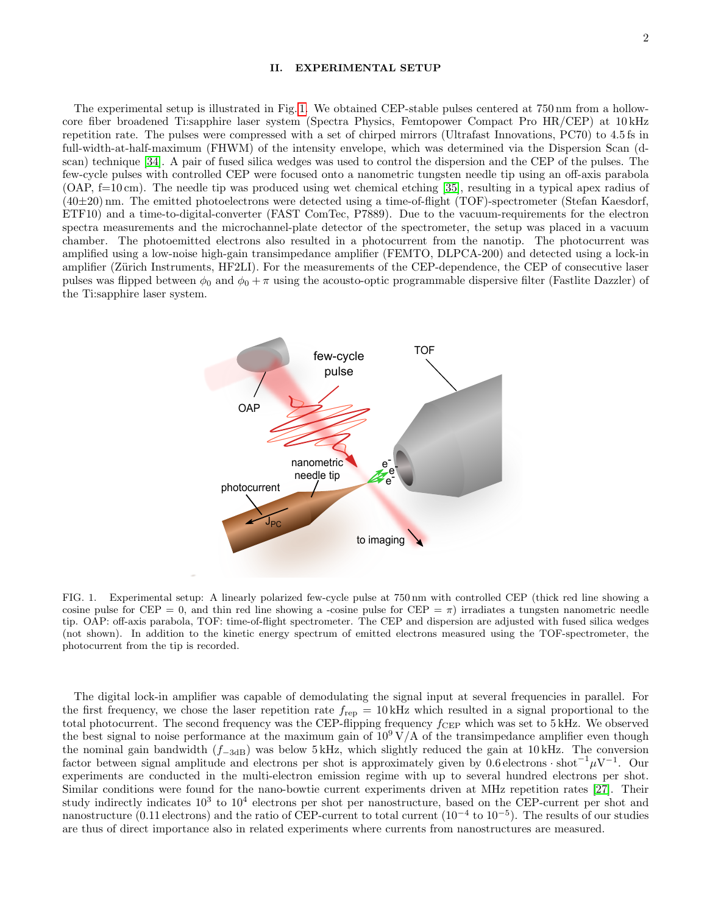## II. EXPERIMENTAL SETUP

The experimental setup is illustrated in Fig. 1. We obtained CEP-stable pulses centered at 750 nm from a hollow-core fiber broadened Ti:sapphire laser system (Spectra Physics, Femtopower Compact Pro HR/CEP) at 10 kHz repetition rate. The pulses were compressed with a set of chirped mirrors (Ultrafast Innovations, PC70) to 4.5 fs in full-width-at-half-maximum (FWHM) of the intensity envelope, which was determined via the Dispersion Scan (d-scan) technique [34]. A pair of fused silica wedges was used to control the dispersion and the CEP of the pulses. The few-cycle pulses with controlled CEP were focused onto a nanometric tungsten needle tip using an off-axis parabola (OAP, f=10 cm). The needle tip was produced using wet chemical etching [35], resulting in a typical apex radius of (40±20) nm. The emitted photoelectrons were detected using a time-of-flight (TOF)-spectrometer (Stefan Kaesdorf, ETF10) and a time-to-digital-converter (FAST ComTec, P7889). Due to the vacuum-requirements for the electron spectra measurements and the microchannel-plate detector of the spectrometer, the setup was placed in a vacuum chamber. The photoemitted electrons also resulted in a photocurrent from the nanotip. The photocurrent was amplified using a low-noise high-gain transimpedance amplifier (FEMTO, DLPCA-200) and detected using a lock-in amplifier (Zürich Instruments, HF2LI). For the measurements of the CEP-dependence, the CEP of consecutive laser pulses was flipped between $\phi_0$ and $\phi_0 + \pi$ using the acousto-optic programmable dispersive filter (Fastlite Dazzler) of the Ti:sapphire laser system.

FIG. 1. Experimental setup: A linearly polarized few-cycle pulse at 750 nm with controlled CEP (thick red line showing a cosine pulse for CEP = 0, and thin red line showing a -cosine pulse for CEP = $\pi$) irradiates a tungsten nanometric needle tip. OAP: off-axis parabola, TOF: time-of-flight spectrometer. The CEP and dispersion are adjusted with fused silica wedges (not shown). In addition to the kinetic energy spectrum of emitted electrons measured using the TOF-spectrometer, the photocurrent from the tip is recorded.

The digital lock-in amplifier was capable of demodulating the signal input at several frequencies in parallel. For the first frequency, we chose the laser repetition rate $f_{\mathrm{rep}} = 10\,\mathrm{kHz}$ which resulted in a signal proportional to the total photocurrent. The second frequency was the CEP-flipping frequency $f_{\mathrm{CEP}}$ which was set to 5 kHz. We observed the best signal to noise performance at the maximum gain of $10^9$ V/A of the transimpedance amplifier even though the nominal gain bandwidth ($f_{-3\mathrm{dB}}$) was below 5 kHz, which slightly reduced the gain at 10 kHz. The conversion factor between signal amplitude and electrons per shot is approximately given by $0.6\,\mathrm{electrons} \cdot \mathrm{shot}^{-1} \mu\mathrm{V}^{-1}$. Our experiments are conducted in the multi-electron emission regime with up to several hundred electrons per shot. Similar conditions were found for the nano-bowtie current experiments driven at MHz repetition rates [27]. Their study indirectly indicates $10^3$ to $10^4$ electrons per shot per nanostructure, based on the CEP-current per shot and nanostructure (0.11 electrons) and the ratio of CEP-current to total current ($10^{-4}$ to $10^{-5}$). The results of our studies are thus of direct importance also in related experiments where currents from nanostructures are measured.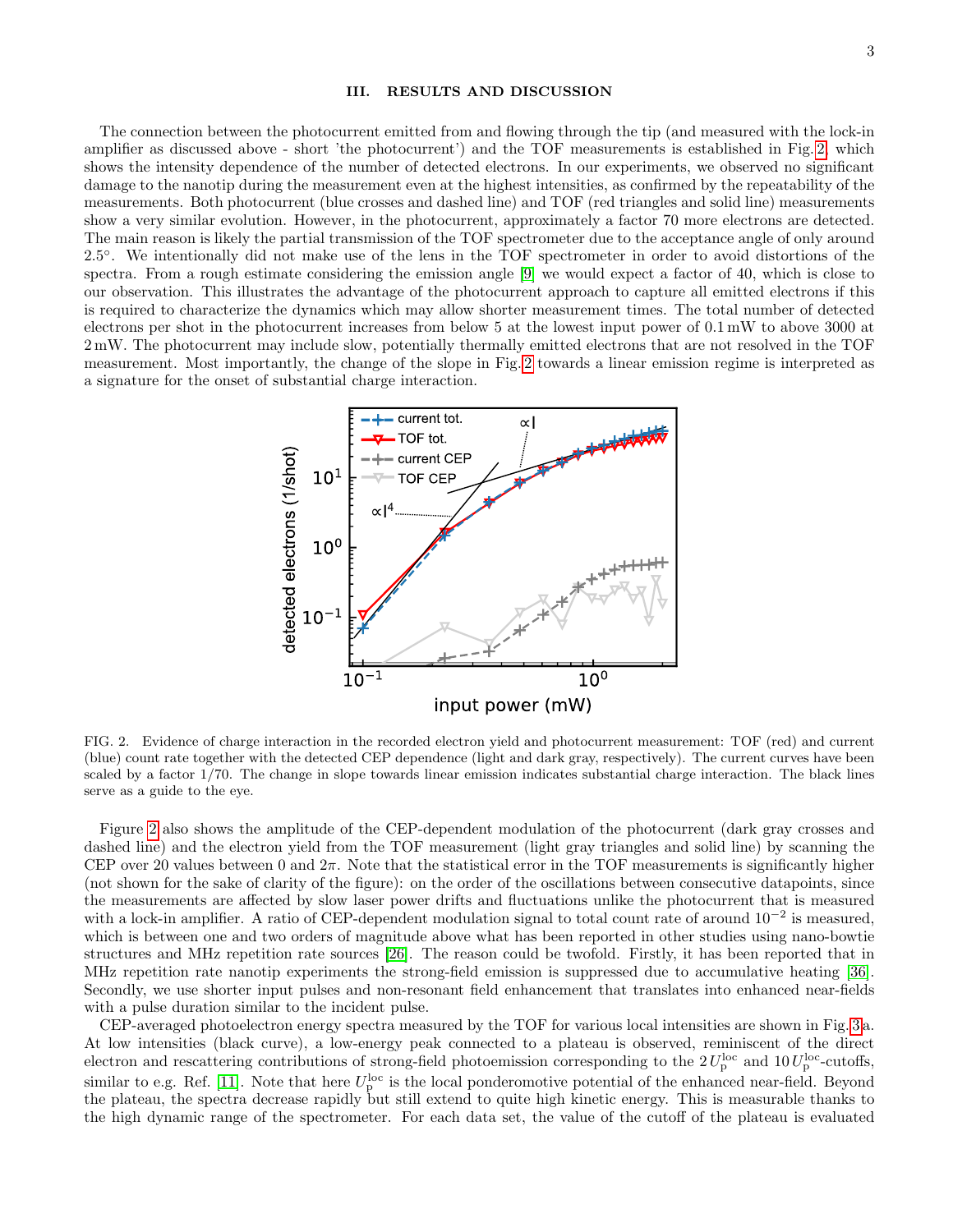## III. RESULTS AND DISCUSSION

The connection between the photocurrent emitted from and flowing through the tip (and measured with the lock-in amplifier as discussed above - short 'the photocurrent') and the TOF measurements is established in Fig. 2, which shows the intensity dependence of the number of detected electrons. In our experiments, we observed no significant damage to the nanotip during the measurement even at the highest intensities, as confirmed by the repeatability of the measurements. Both photocurrent (blue crosses and dashed line) and TOF (red triangles and solid line) measurements show a very similar evolution. However, in the photocurrent, approximately a factor 70 more electrons are detected. The main reason is likely the partial transmission of the TOF spectrometer due to the acceptance angle of only around 2.5°. We intentionally did not make use of the lens in the TOF spectrometer in order to avoid distortions of the spectra. From a rough estimate considering the emission angle [9] we would expect a factor of 40, which is close to our observation. This illustrates the advantage of the photocurrent approach to capture all emitted electrons if this is required to characterize the dynamics which may allow shorter measurement times. The total number of detected electrons per shot in the photocurrent increases from below 5 at the lowest input power of 0.1 mW to above 3000 at 2 mW. The photocurrent may include slow, potentially thermally emitted electrons that are not resolved in the TOF measurement. Most importantly, the change of the slope in Fig. 2 towards a linear emission regime is interpreted as a signature for the onset of substantial charge interaction.

FIG. 2. Evidence of charge interaction in the recorded electron yield and photocurrent measurement: TOF (red) and current (blue) count rate together with the detected CEP dependence (light and dark gray, respectively). The current curves have been scaled by a factor 1/70. The change in slope towards linear emission indicates substantial charge interaction. The black lines serve as a guide to the eye.

Figure 2 also shows the amplitude of the CEP-dependent modulation of the photocurrent (dark gray crosses and dashed line) and the electron yield from the TOF measurement (light gray triangles and solid line) by scanning the CEP over 20 values between 0 and $2\pi$. Note that the statistical error in the TOF measurements is significantly higher (not shown for the sake of clarity of the figure): on the order of the oscillations between consecutive datapoints, since the measurements are affected by slow laser power drifts and fluctuations unlike the photocurrent that is measured with a lock-in amplifier. A ratio of CEP-dependent modulation signal to total count rate of around $10^{-2}$ is measured, which is between one and two orders of magnitude above what has been reported in other studies using nano-bowtie structures and MHz repetition rate sources [26]. The reason could be twofold. Firstly, it has been reported that in MHz repetition rate nanotip experiments the strong-field emission is suppressed due to accumulative heating [36]. Secondly, we use shorter input pulses and non-resonant field enhancement that translates into enhanced near-fields with a pulse duration similar to the incident pulse.

CEP-averaged photoelectron energy spectra measured by the TOF for various local intensities are shown in Fig. 3a. At low intensities (black curve), a low-energy peak connected to a plateau is observed, reminiscent of the direct electron and rescattering contributions of strong-field photoemission corresponding to the $2\,U_\mathrm{p}^\mathrm{loc}$ and $10\,U_\mathrm{p}^\mathrm{loc}$-cutoffs, similar to e.g. Ref. [11]. Note that here $U_\mathrm{p}^\mathrm{loc}$ is the local ponderomotive potential of the enhanced near-field. Beyond the plateau, the spectra decrease rapidly but still extend to quite high kinetic energy. This is measurable thanks to the high dynamic range of the spectrometer. For each data set, the value of the cutoff of the plateau is evaluated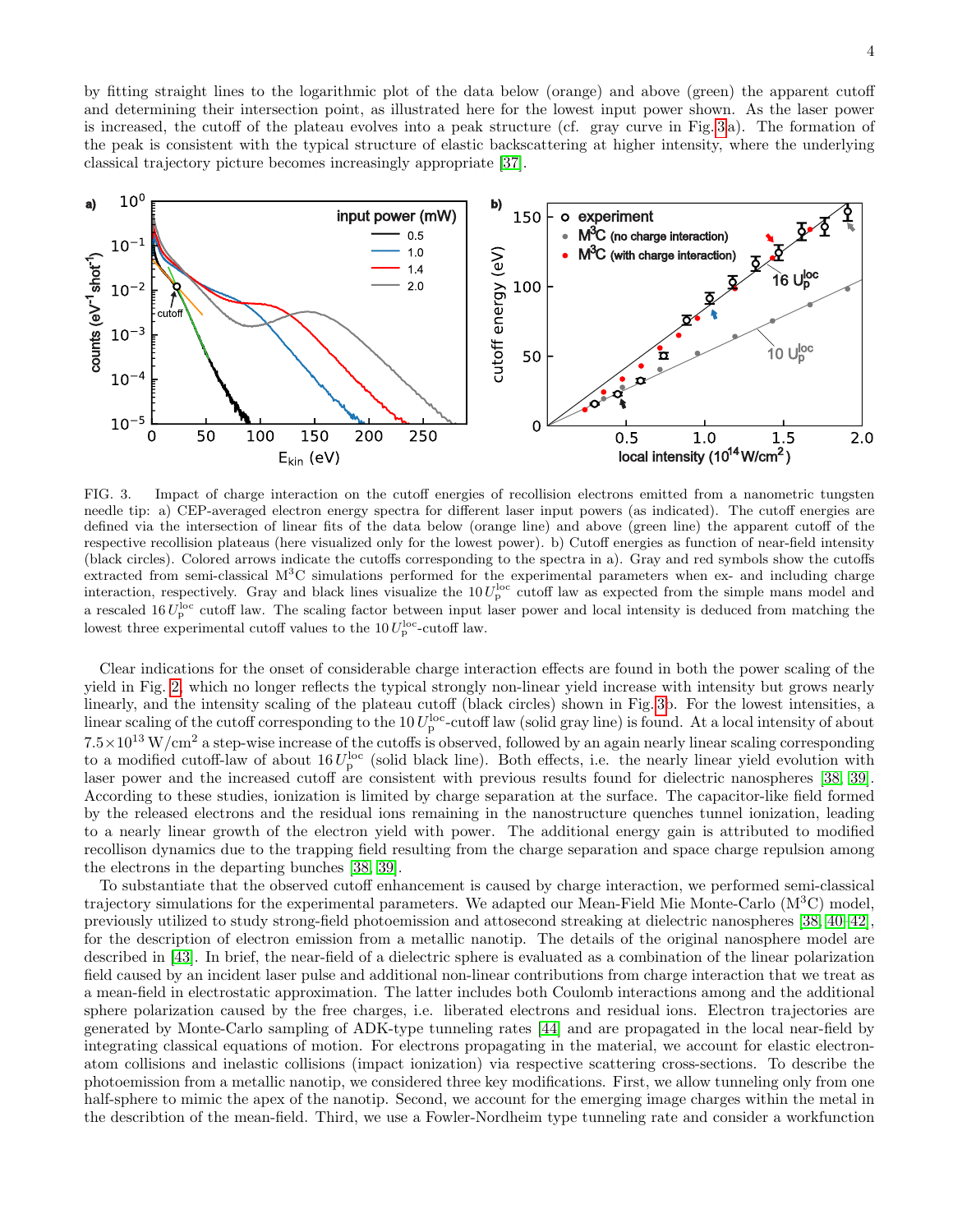by fitting straight lines to the logarithmic plot of the data below (orange) and above (green) the apparent cutoff and determining their intersection point, as illustrated here for the lowest input power shown. As the laser power is increased, the cutoff of the plateau evolves into a peak structure (cf. gray curve in Fig. 3a). The formation of the peak is consistent with the typical structure of elastic backscattering at higher intensity, where the underlying classical trajectory picture becomes increasingly appropriate [37].

FIG. 3. Impact of charge interaction on the cutoff energies of recollision electrons emitted from a nanometric tungsten needle tip: a) CEP-averaged electron energy spectra for different laser input powers (as indicated). The cutoff energies are defined via the intersection of linear fits of the data below (orange line) and above (green line) the apparent cutoff of the respective recollision plateaus (here visualized only for the lowest power). b) Cutoff energies as function of near-field intensity (black circles). Colored arrows indicate the cutoffs corresponding to the spectra in a). Gray and red symbols show the cutoffs extracted from semi-classical $M^3C$ simulations performed for the experimental parameters when ex- and including charge interaction, respectively. Gray and black lines visualize the $10\,U_p^{loc}$ cutoff law as expected from the simple mans model and a rescaled $16\,U_p^{loc}$ cutoff law. The scaling factor between input laser power and local intensity is deduced from matching the lowest three experimental cutoff values to the $10\,U_p^{loc}$-cutoff law.

Clear indications for the onset of considerable charge interaction effects are found in both the power scaling of the yield in Fig. 2, which no longer reflects the typical strongly non-linear yield increase with intensity but grows nearly linearly, and the intensity scaling of the plateau cutoff (black circles) shown in Fig. 3b. For the lowest intensities, a linear scaling of the cutoff corresponding to the $10\,U_p^{loc}$-cutoff law (solid gray line) is found. At a local intensity of about $7.5\times10^{13}\,\mathrm{W/cm^2}$ a step-wise increase of the cutoffs is observed, followed by an again nearly linear scaling corresponding to a modified cutoff-law of about $16\,U_p^{loc}$ (solid black line). Both effects, i.e. the nearly linear yield evolution with laser power and the increased cutoff are consistent with previous results found for dielectric nanospheres [38, 39]. According to these studies, ionization is limited by charge separation at the surface. The capacitor-like field formed by the released electrons and the residual ions remaining in the nanostructure quenches tunnel ionization, leading to a nearly linear growth of the electron yield with power. The additional energy gain is attributed to modified recollison dynamics due to the trapping field resulting from the charge separation and space charge repulsion among the electrons in the departing bunches [38, 39].

To substantiate that the observed cutoff enhancement is caused by charge interaction, we performed semi-classical trajectory simulations for the experimental parameters. We adapted our Mean-Field Mie Monte-Carlo ($M^3C$) model, previously utilized to study strong-field photoemission and attosecond streaking at dielectric nanospheres [38, 40–42], for the description of electron emission from a metallic nanotip. The details of the original nanosphere model are described in [43]. In brief, the near-field of a dielectric sphere is evaluated as a combination of the linear polarization field caused by an incident laser pulse and additional non-linear contributions from charge interaction that we treat as a mean-field in electrostatic approximation. The latter includes both Coulomb interactions among and the additional sphere polarization caused by the free charges, i.e. liberated electrons and residual ions. Electron trajectories are generated by Monte-Carlo sampling of ADK-type tunneling rates [44] and are propagated in the local near-field by integrating classical equations of motion. For electrons propagating in the material, we account for elastic electron-atom collisions and inelastic collisions (impact ionization) via respective scattering cross-sections. To describe the photoemission from a metallic nanotip, we considered three key modifications. First, we allow tunneling only from one half-sphere to mimic the apex of the nanotip. Second, we account for the emerging image charges within the metal in the describtion of the mean-field. Third, we use a Fowler-Nordheim type tunneling rate and consider a workfunction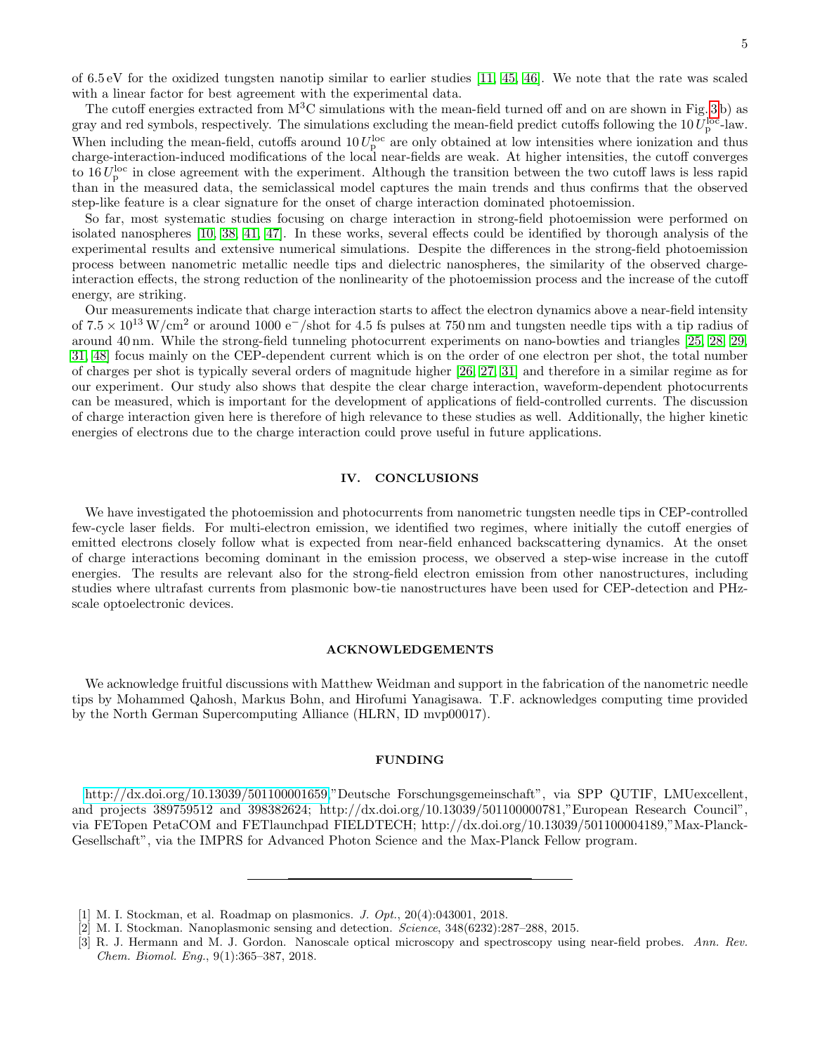of 6.5 eV for the oxidized tungsten nanotip similar to earlier studies [11, 45, 46]. We note that the rate was scaled with a linear factor for best agreement with the experimental data.

The cutoff energies extracted from $M^3C$ simulations with the mean-field turned off and on are shown in Fig. 3b) as gray and red symbols, respectively. The simulations excluding the mean-field predict cutoffs following the $10\,U_p^{loc}$-law. When including the mean-field, cutoffs around $10\,U_p^{loc}$ are only obtained at low intensities where ionization and thus charge-interaction-induced modifications of the local near-fields are weak. At higher intensities, the cutoff converges to $16\,U_p^{loc}$ in close agreement with the experiment. Although the transition between the two cutoff laws is less rapid than in the measured data, the semiclassical model captures the main trends and thus confirms that the observed step-like feature is a clear signature for the onset of charge interaction dominated photoemission.

So far, most systematic studies focusing on charge interaction in strong-field photoemission were performed on isolated nanospheres [10, 38, 41, 47]. In these works, several effects could be identified by thorough analysis of the experimental results and extensive numerical simulations. Despite the differences in the strong-field photoemission process between nanometric metallic needle tips and dielectric nanospheres, the similarity of the observed charge-interaction effects, the strong reduction of the nonlinearity of the photoemission process and the increase of the cutoff energy, are striking.

Our measurements indicate that charge interaction starts to affect the electron dynamics above a near-field intensity of $7.5 \times 10^{13}\,\mathrm{W/cm^2}$ or around 1000 $e^-$/shot for 4.5 fs pulses at 750 nm and tungsten needle tips with a tip radius of around 40 nm. While the strong-field tunneling photocurrent experiments on nano-bowties and triangles [25, 28, 29, 31, 48] focus mainly on the CEP-dependent current which is on the order of one electron per shot, the total number of charges per shot is typically several orders of magnitude higher [26, 27, 31] and therefore in a similar regime as for our experiment. Our study also shows that despite the clear charge interaction, waveform-dependent photocurrents can be measured, which is important for the development of applications of field-controlled currents. The discussion of charge interaction given here is therefore of high relevance to these studies as well. Additionally, the higher kinetic energies of electrons due to the charge interaction could prove useful in future applications.

## IV. CONCLUSIONS

We have investigated the photoemission and photocurrents from nanometric tungsten needle tips in CEP-controlled few-cycle laser fields. For multi-electron emission, we identified two regimes, where initially the cutoff energies of emitted electrons closely follow what is expected from near-field enhanced backscattering dynamics. At the onset of charge interactions becoming dominant in the emission process, we observed a step-wise increase in the cutoff energies. The results are relevant also for the strong-field electron emission from other nanostructures, including studies where ultrafast currents from plasmonic bow-tie nanostructures have been used for CEP-detection and PHz-scale optoelectronic devices.

## ACKNOWLEDGEMENTS

We acknowledge fruitful discussions with Matthew Weidman and support in the fabrication of the nanometric needle tips by Mohammed Qahosh, Markus Bohn, and Hirofumi Yanagisawa. T.F. acknowledges computing time provided by the North German Supercomputing Alliance (HLRN, ID mvp00017).

## FUNDING

http://dx.doi.org/10.13039/501100001659,"Deutsche Forschungsgemeinschaft", via SPP QUTIF, LMUexcellent, and projects 389759512 and 398382624; http://dx.doi.org/10.13039/501100000781,"European Research Council", via FETopen PetaCOM and FETlaunchpad FIELDTECH; http://dx.doi.org/10.13039/501100004189,"Max-Planck-Gesellschaft", via the IMPRS for Advanced Photon Science and the Max-Planck Fellow program.

---

[1] M. I. Stockman, et al. Roadmap on plasmonics. *J. Opt.*, 20(4):043001, 2018.

[2] M. I. Stockman. Nanoplasmonic sensing and detection. *Science*, 348(6232):287–288, 2015.

[3] R. J. Hermann and M. J. Gordon. Nanoscale optical microscopy and spectroscopy using near-field probes. *Ann. Rev. Chem. Biomol. Eng.*, 9(1):365–387, 2018.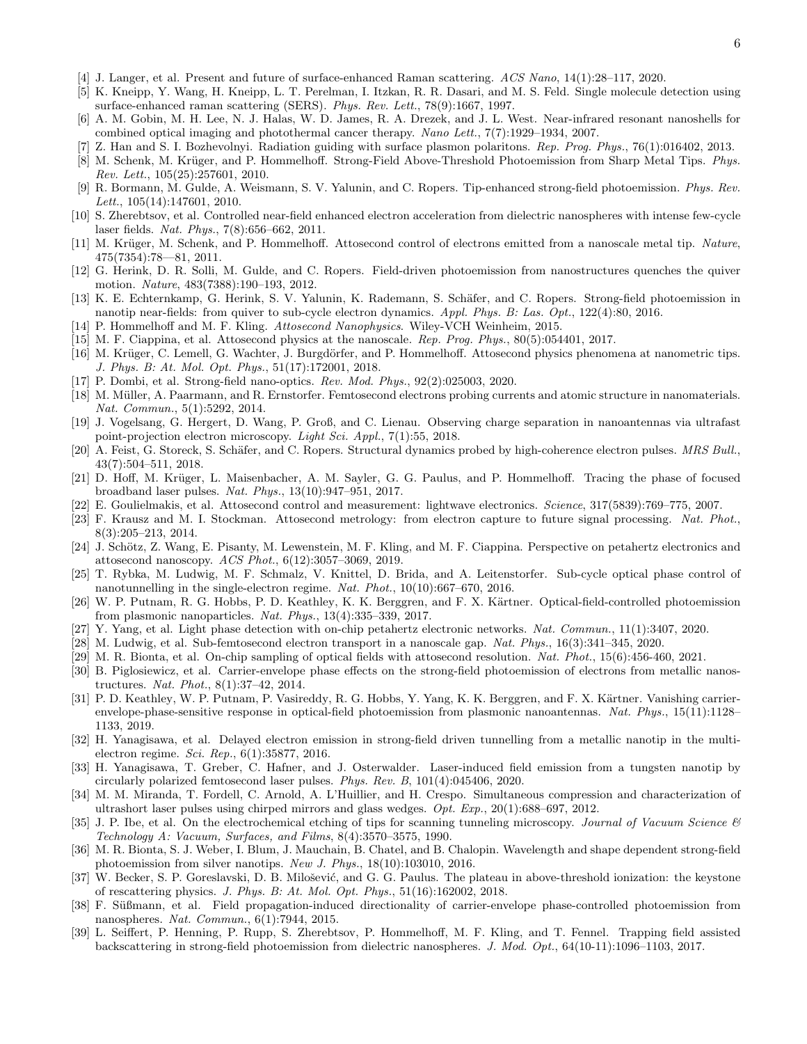[4] J. Langer, et al. Present and future of surface-enhanced Raman scattering. *ACS Nano*, 14(1):28–117, 2020.

[5] K. Kneipp, Y. Wang, H. Kneipp, L. T. Perelman, I. Itzkan, R. R. Dasari, and M. S. Feld. Single molecule detection using surface-enhanced raman scattering (SERS). *Phys. Rev. Lett.*, 78(9):1667, 1997.

[6] A. M. Gobin, M. H. Lee, N. J. Halas, W. D. James, R. A. Drezek, and J. L. West. Near-infrared resonant nanoshells for combined optical imaging and photothermal cancer therapy. *Nano Lett.*, 7(7):1929–1934, 2007.

[7] Z. Han and S. I. Bozhevolnyi. Radiation guiding with surface plasmon polaritons. *Rep. Prog. Phys.*, 76(1):016402, 2013.

[8] M. Schenk, M. Krüger, and P. Hommelhoff. Strong-Field Above-Threshold Photoemission from Sharp Metal Tips. *Phys. Rev. Lett.*, 105(25):257601, 2010.

[9] R. Bormann, M. Gulde, A. Weismann, S. V. Yalunin, and C. Ropers. Tip-enhanced strong-field photoemission. *Phys. Rev. Lett.*, 105(14):147601, 2010.

[10] S. Zherebtsov, et al. Controlled near-field enhanced electron acceleration from dielectric nanospheres with intense few-cycle laser fields. *Nat. Phys.*, 7(8):656–662, 2011.

[11] M. Krüger, M. Schenk, and P. Hommelhoff. Attosecond control of electrons emitted from a nanoscale metal tip. *Nature*, 475(7354):78—81, 2011.

[12] G. Herink, D. R. Solli, M. Gulde, and C. Ropers. Field-driven photoemission from nanostructures quenches the quiver motion. *Nature*, 483(7388):190–193, 2012.

[13] K. E. Echternkamp, G. Herink, S. V. Yalunin, K. Rademann, S. Schäfer, and C. Ropers. Strong-field photoemission in nanotip near-fields: from quiver to sub-cycle electron dynamics. *Appl. Phys. B: Las. Opt.*, 122(4):80, 2016.

[14] P. Hommelhoff and M. F. Kling. *Attosecond Nanophysics*. Wiley-VCH Weinheim, 2015.

[15] M. F. Ciappina, et al. Attosecond physics at the nanoscale. *Rep. Prog. Phys.*, 80(5):054401, 2017.

[16] M. Krüger, C. Lemell, G. Wachter, J. Burgdörfer, and P. Hommelhoff. Attosecond physics phenomena at nanometric tips. *J. Phys. B: At. Mol. Opt. Phys.*, 51(17):172001, 2018.

[17] P. Dombi, et al. Strong-field nano-optics. *Rev. Mod. Phys.*, 92(2):025003, 2020.

[18] M. Müller, A. Paarmann, and R. Ernstorfer. Femtosecond electrons probing currents and atomic structure in nanomaterials. *Nat. Commun.*, 5(1):5292, 2014.

[19] J. Vogelsang, G. Hergert, D. Wang, P. Groß, and C. Lienau. Observing charge separation in nanoantennas via ultrafast point-projection electron microscopy. *Light Sci. Appl.*, 7(1):55, 2018.

[20] A. Feist, G. Storeck, S. Schäfer, and C. Ropers. Structural dynamics probed by high-coherence electron pulses. *MRS Bull.*, 43(7):504–511, 2018.

[21] D. Hoff, M. Krüger, L. Maisenbacher, A. M. Sayler, G. G. Paulus, and P. Hommelhoff. Tracing the phase of focused broadband laser pulses. *Nat. Phys.*, 13(10):947–951, 2017.

[22] E. Goulielmakis, et al. Attosecond control and measurement: lightwave electronics. *Science*, 317(5839):769–775, 2007.

[23] F. Krausz and M. I. Stockman. Attosecond metrology: from electron capture to future signal processing. *Nat. Phot.*, 8(3):205–213, 2014.

[24] J. Schötz, Z. Wang, E. Pisanty, M. Lewenstein, M. F. Kling, and M. F. Ciappina. Perspective on petahertz electronics and attosecond nanoscopy. *ACS Phot.*, 6(12):3057–3069, 2019.

[25] T. Rybka, M. Ludwig, M. F. Schmalz, V. Knittel, D. Brida, and A. Leitenstorfer. Sub-cycle optical phase control of nanotunnelling in the single-electron regime. *Nat. Phot.*, 10(10):667–670, 2016.

[26] W. P. Putnam, R. G. Hobbs, P. D. Keathley, K. K. Berggren, and F. X. Kärtner. Optical-field-controlled photoemission from plasmonic nanoparticles. *Nat. Phys.*, 13(4):335–339, 2017.

[27] Y. Yang, et al. Light phase detection with on-chip petahertz electronic networks. *Nat. Commun.*, 11(1):3407, 2020.

[28] M. Ludwig, et al. Sub-femtosecond electron transport in a nanoscale gap. *Nat. Phys.*, 16(3):341–345, 2020.

[29] M. R. Bionta, et al. On-chip sampling of optical fields with attosecond resolution. *Nat. Phot.*, 15(6):456-460, 2021.

[30] B. Piglosiewicz, et al. Carrier-envelope phase effects on the strong-field photoemission of electrons from metallic nanostructures. *Nat. Phot.*, 8(1):37–42, 2014.

[31] P. D. Keathley, W. P. Putnam, P. Vasireddy, R. G. Hobbs, Y. Yang, K. K. Berggren, and F. X. Kärtner. Vanishing carrier-envelope-phase-sensitive response in optical-field photoemission from plasmonic nanoantennas. *Nat. Phys.*, 15(11):1128–1133, 2019.

[32] H. Yanagisawa, et al. Delayed electron emission in strong-field driven tunnelling from a metallic nanotip in the multi-electron regime. *Sci. Rep.*, 6(1):35877, 2016.

[33] H. Yanagisawa, T. Greber, C. Hafner, and J. Osterwalder. Laser-induced field emission from a tungsten nanotip by circularly polarized femtosecond laser pulses. *Phys. Rev. B*, 101(4):045406, 2020.

[34] M. M. Miranda, T. Fordell, C. Arnold, A. L'Huillier, and H. Crespo. Simultaneous compression and characterization of ultrashort laser pulses using chirped mirrors and glass wedges. *Opt. Exp.*, 20(1):688–697, 2012.

[35] J. P. Ibe, et al. On the electrochemical etching of tips for scanning tunneling microscopy. *Journal of Vacuum Science & Technology A: Vacuum, Surfaces, and Films*, 8(4):3570–3575, 1990.

[36] M. R. Bionta, S. J. Weber, I. Blum, J. Mauchain, B. Chatel, and B. Chalopin. Wavelength and shape dependent strong-field photoemission from silver nanotips. *New J. Phys.*, 18(10):103010, 2016.

[37] W. Becker, S. P. Goreslavski, D. B. Milošević, and G. G. Paulus. The plateau in above-threshold ionization: the keystone of rescattering physics. *J. Phys. B: At. Mol. Opt. Phys.*, 51(16):162002, 2018.

[38] F. Süßmann, et al. Field propagation-induced directionality of carrier-envelope phase-controlled photoemission from nanospheres. *Nat. Commun.*, 6(1):7944, 2015.

[39] L. Seiffert, P. Henning, P. Rupp, S. Zherebtsov, P. Hommelhoff, M. F. Kling, and T. Fennel. Trapping field assisted backscattering in strong-field photoemission from dielectric nanospheres. *J. Mod. Opt.*, 64(10-11):1096–1103, 2017.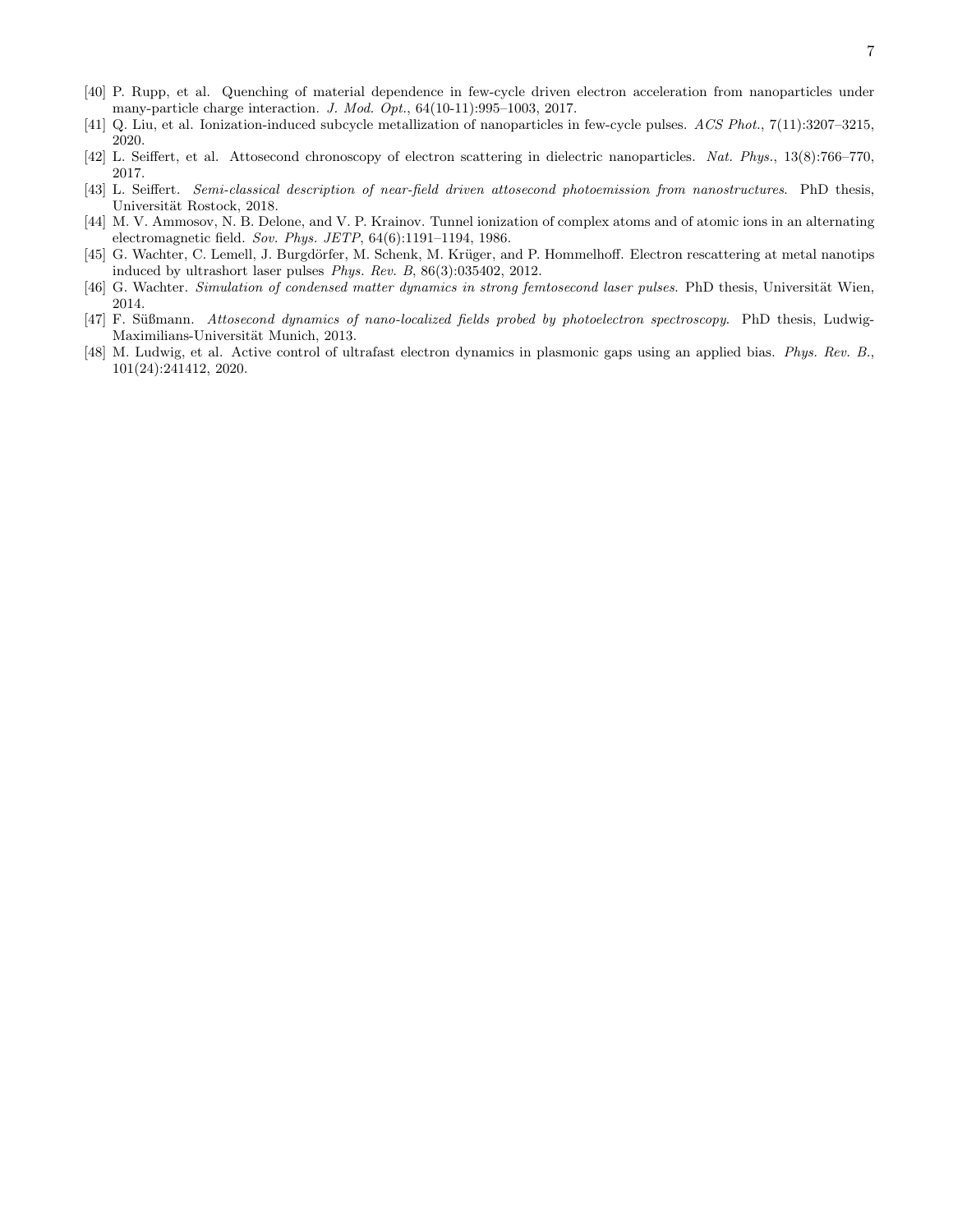[40] P. Rupp, et al. Quenching of material dependence in few-cycle driven electron acceleration from nanoparticles under many-particle charge interaction. *J. Mod. Opt.*, 64(10-11):995–1003, 2017.

[41] Q. Liu, et al. Ionization-induced subcycle metallization of nanoparticles in few-cycle pulses. *ACS Phot.*, 7(11):3207–3215, 2020.

[42] L. Seiffert, et al. Attosecond chronoscopy of electron scattering in dielectric nanoparticles. *Nat. Phys.*, 13(8):766–770, 2017.

[43] L. Seiffert. *Semi-classical description of near-field driven attosecond photoemission from nanostructures*. PhD thesis, Universität Rostock, 2018.

[44] M. V. Ammosov, N. B. Delone, and V. P. Krainov. Tunnel ionization of complex atoms and of atomic ions in an alternating electromagnetic field. *Sov. Phys. JETP*, 64(6):1191–1194, 1986.

[45] G. Wachter, C. Lemell, J. Burgdörfer, M. Schenk, M. Krüger, and P. Hommelhoff. Electron rescattering at metal nanotips induced by ultrashort laser pulses *Phys. Rev. B*, 86(3):035402, 2012.

[46] G. Wachter. *Simulation of condensed matter dynamics in strong femtosecond laser pulses*. PhD thesis, Universität Wien, 2014.

[47] F. Süßmann. *Attosecond dynamics of nano-localized fields probed by photoelectron spectroscopy*. PhD thesis, Ludwig-Maximilians-Universität Munich, 2013.

[48] M. Ludwig, et al. Active control of ultrafast electron dynamics in plasmonic gaps using an applied bias. *Phys. Rev. B.*, 101(24):241412, 2020.